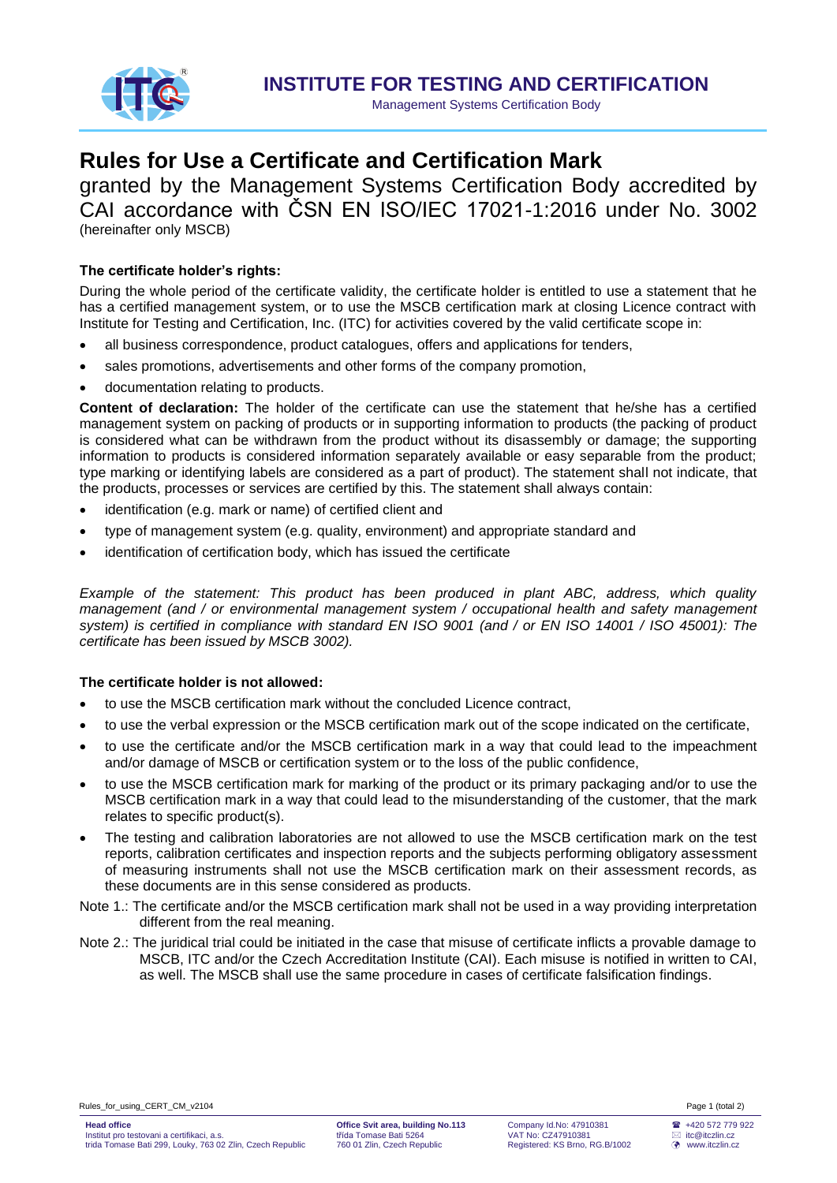# INSTITUTE FOR TESTING AND CERTIFICATION

Management Systems Certification Body

# Rules for Use a Certificate and Certification Mark

granted by the Management Systems Certification Body accredited by CAI accordance with ČSN EN ISO/IEC 17021-1:2016 under No. 3002 (hereinafter only MSCB)

**The certificate holder's rights:**

During the whole period of the certificate validity, the certificate holder is entitled to use a statement that he has a certified management system, or to use the MSCB certification mark at closing Licence contract with Institute for Testing and Certification, Inc. (ITC) for activities covered by the valid certificate scope in:

- all business correspondence, product catalogues, offers and applications for tenders,
- sales promotions, advertisements and other forms of the company promotion,
- documentation relating to products.

**Content of declaration:** The holder of the certificate can use the statement that he/she has a certified management system on packing of products or in supporting information to products (the packing of product is considered what can be withdrawn from the product without its disassembly or damage; the supporting information to products is considered information separately available or easy separable from the product; type marking or identifying labels are considered as a part of product). The statement shall not indicate, that the products, processes or services are certified by this. The statement shall always contain:

- identification (e.g. mark or name) of certified client and
- type of management system (e.g. quality, environment) and appropriate standard and
- identification of certification body, which has issued the certificate

*Example of the statement: This product has been produced in plant ABC, address, which quality management (and / or environmental management system / occupational health and safety management system) is certified in compliance with standard EN ISO 9001 (and / or EN ISO 14001 / ISO 45001): The certificate has been issued by MSCB 3002).*

**The certificate holder is not allowed:**

- to use the MSCB certification mark without the concluded Licence contract,
- to use the verbal expression or the MSCB certification mark out of the scope indicated on the certificate,
- to use the certificate and/or the MSCB certification mark in a way that could lead to the impeachment and/or damage of MSCB or certification system or to the loss of the public confidence,
- to use the MSCB certification mark for marking of the product or its primary packaging and/or to use the MSCB certification mark in a way that could lead to the misunderstanding of the customer, that the mark relates to specific product(s).
- The testing and calibration laboratories are not allowed to use the MSCB certification mark on the test reports, calibration certificates and inspection reports and the subjects performing obligatory assessment of measuring instruments shall not use the MSCB certification mark on their assessment records, as these documents are in this sense considered as products.

Note 1.: The certificate and/or the MSCB certification mark shall not be used in a way providing interpretation different from the real meaning.

Note 2.: The juridical trial could be initiated in the case that misuse of certificate inflicts a provable damage to MSCB, ITC and/or the Czech Accreditation Institute (CAI). Each misuse is notified in written to CAI, as well. The MSCB shall use the same procedure in cases of certificate falsification findings.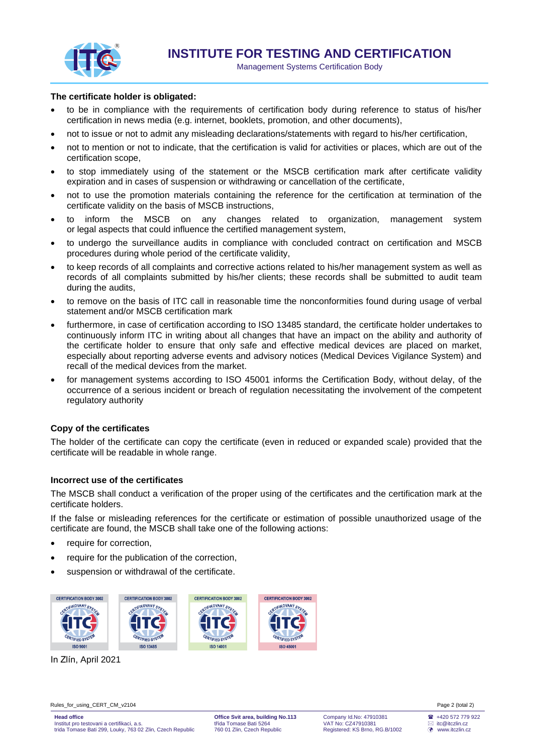**The certificate holder is obligated:**

- to be in compliance with the requirements of certification body during reference to status of his/her certification in news media (e.g. internet, booklets, promotion, and other documents),
- not to issue or not to admit any misleading declarations/statements with regard to his/her certification,
- not to mention or not to indicate, that the certification is valid for activities or places, which are out of the certification scope,
- to stop immediately using of the statement or the MSCB certification mark after certificate validity expiration and in cases of suspension or withdrawing or cancellation of the certificate,
- not to use the promotion materials containing the reference for the certification at termination of the certificate validity on the basis of MSCB instructions,
- to inform the MSCB on any changes related to organization, management system or legal aspects that could influence the certified management system,
- to undergo the surveillance audits in compliance with concluded contract on certification and MSCB procedures during whole period of the certificate validity,
- to keep records of all complaints and corrective actions related to his/her management system as well as records of all complaints submitted by his/her clients; these records shall be submitted to audit team during the audits,
- to remove on the basis of ITC call in reasonable time the nonconformities found during usage of verbal statement and/or MSCB certification mark
- furthermore, in case of certification according to ISO 13485 standard, the certificate holder undertakes to continuously inform ITC in writing about all changes that have an impact on the ability and authority of the certificate holder to ensure that only safe and effective medical devices are placed on market, especially about reporting adverse events and advisory notices (Medical Devices Vigilance System) and recall of the medical devices from the market.
- for management systems according to ISO 45001 informs the Certification Body, without delay, of the occurrence of a serious incident or breach of regulation necessitating the involvement of the competent regulatory authority

**Copy of the certificates**

The holder of the certificate can copy the certificate (even in reduced or expanded scale) provided that the certificate will be readable in whole range.

**Incorrect use of the certificates**

The MSCB shall conduct a verification of the proper using of the certificates and the certification mark at the certificate holders.

If the false or misleading references for the certificate or estimation of possible unauthorized usage of the certificate are found, the MSCB shall take one of the following actions:

- require for correction,
- require for the publication of the correction,
- suspension or withdrawal of the certificate.

CERTIFICATION BODY 3002 CERTIFIKOVANÝ SYSTÉM ITC CERTIFIED SYSTEM ISO 9001

CERTIFICATION BODY 3002 CERTIFIKOVANÝ SYSTÉM ITC CERTIFIED SYSTEM ISO 13485

CERTIFICATION BODY 3002 CERTIFIKOVANÝ SYSTÉM ITC CERTIFIED SYSTEM ISO 14001

CERTIFICATION BODY 3002 CERTIFIKOVANÝ SYSTÉM ITC CERTIFIED SYSTEM ISO 45001

In Zlín, April 2021